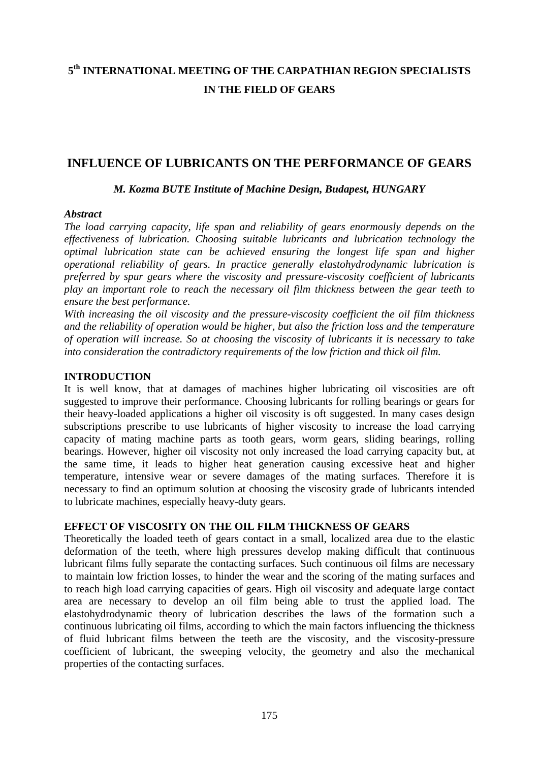**5th INTERNATIONAL MEETING OF THE CARPATHIAN REGION SPECIALISTS IN THE FIELD OF GEARS**

# INFLUENCE OF LUBRICANTS ON THE PERFORMANCE OF GEARS

***M. Kozma BUTE Institute of Machine Design, Budapest, HUNGARY***

***Abstract***

*The load carrying capacity, life span and reliability of gears enormously depends on the effectiveness of lubrication. Choosing suitable lubricants and lubrication technology the optimal lubrication state can be achieved ensuring the longest life span and higher operational reliability of gears. In practice generally elastohydrodynamic lubrication is preferred by spur gears where the viscosity and pressure-viscosity coefficient of lubricants play an important role to reach the necessary oil film thickness between the gear teeth to ensure the best performance.*

*With increasing the oil viscosity and the pressure-viscosity coefficient the oil film thickness and the reliability of operation would be higher, but also the friction loss and the temperature of operation will increase. So at choosing the viscosity of lubricants it is necessary to take into consideration the contradictory requirements of the low friction and thick oil film.*

## INTRODUCTION

It is well know, that at damages of machines higher lubricating oil viscosities are oft suggested to improve their performance. Choosing lubricants for rolling bearings or gears for their heavy-loaded applications a higher oil viscosity is oft suggested. In many cases design subscriptions prescribe to use lubricants of higher viscosity to increase the load carrying capacity of mating machine parts as tooth gears, worm gears, sliding bearings, rolling bearings. However, higher oil viscosity not only increased the load carrying capacity but, at the same time, it leads to higher heat generation causing excessive heat and higher temperature, intensive wear or severe damages of the mating surfaces. Therefore it is necessary to find an optimum solution at choosing the viscosity grade of lubricants intended to lubricate machines, especially heavy-duty gears.

## EFFECT OF VISCOSITY ON THE OIL FILM THICKNESS OF GEARS

Theoretically the loaded teeth of gears contact in a small, localized area due to the elastic deformation of the teeth, where high pressures develop making difficult that continuous lubricant films fully separate the contacting surfaces. Such continuous oil films are necessary to maintain low friction losses, to hinder the wear and the scoring of the mating surfaces and to reach high load carrying capacities of gears. High oil viscosity and adequate large contact area are necessary to develop an oil film being able to trust the applied load. The elastohydrodynamic theory of lubrication describes the laws of the formation such a continuous lubricating oil films, according to which the main factors influencing the thickness of fluid lubricant films between the teeth are the viscosity, and the viscosity-pressure coefficient of lubricant, the sweeping velocity, the geometry and also the mechanical properties of the contacting surfaces.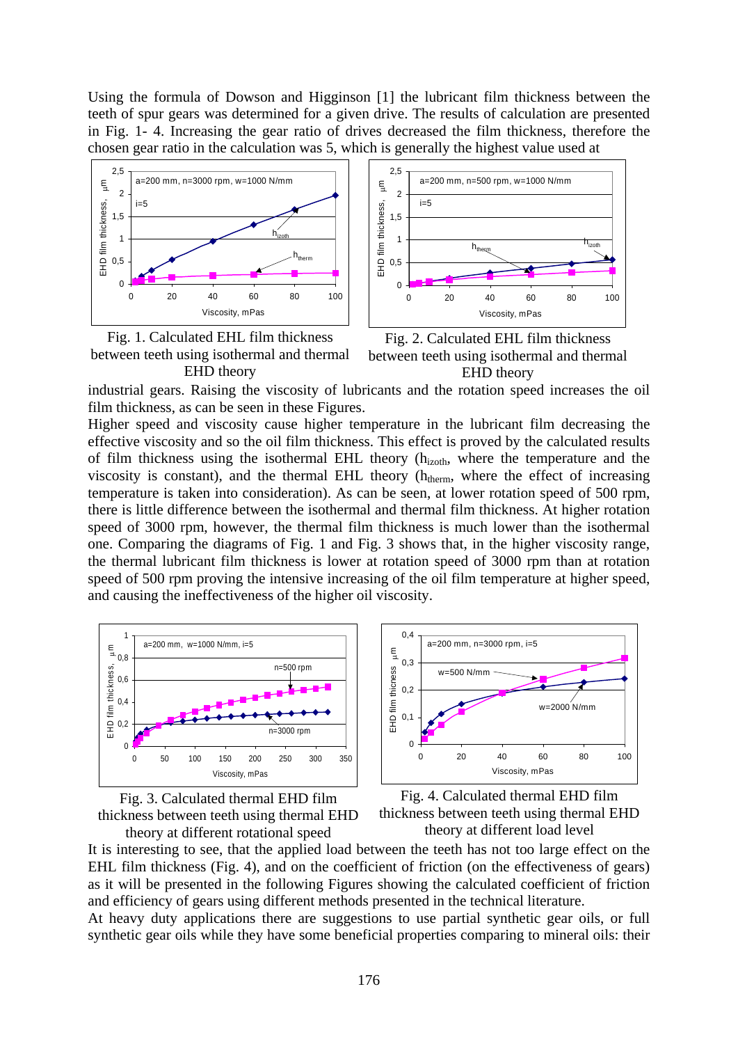Using the formula of Dowson and Higginson [1] the lubricant film thickness between the teeth of spur gears was determined for a given drive. The results of calculation are presented in Fig. 1- 4. Increasing the gear ratio of drives decreased the film thickness, therefore the chosen gear ratio in the calculation was 5, which is generally the highest value used at industrial gears. Raising the viscosity of lubricants and the rotation speed increases the oil film thickness, as can be seen in these Figures.

Fig. 1. Calculated EHL film thickness between teeth using isothermal and thermal EHD theory

Fig. 2. Calculated EHL film thickness between teeth using isothermal and thermal EHD theory

Higher speed and viscosity cause higher temperature in the lubricant film decreasing the effective viscosity and so the oil film thickness. This effect is proved by the calculated results of film thickness using the isothermal EHL theory ($h_{izoth}$, where the temperature and the viscosity is constant), and the thermal EHL theory ($h_{therm}$, where the effect of increasing temperature is taken into consideration). As can be seen, at lower rotation speed of 500 rpm, there is little difference between the isothermal and thermal film thickness. At higher rotation speed of 3000 rpm, however, the thermal film thickness is much lower than the isothermal one. Comparing the diagrams of Fig. 1 and Fig. 3 shows that, in the higher viscosity range, the thermal lubricant film thickness is lower at rotation speed of 3000 rpm than at rotation speed of 500 rpm proving the intensive increasing of the oil film temperature at higher speed, and causing the ineffectiveness of the higher oil viscosity.

Fig. 3. Calculated thermal EHD film thickness between teeth using thermal EHD theory at different rotational speed

Fig. 4. Calculated thermal EHD film thickness between teeth using thermal EHD theory at different load level

It is interesting to see, that the applied load between the teeth has not too large effect on the EHL film thickness (Fig. 4), and on the coefficient of friction (on the effectiveness of gears) as it will be presented in the following Figures showing the calculated coefficient of friction and efficiency of gears using different methods presented in the technical literature.

At heavy duty applications there are suggestions to use partial synthetic gear oils, or full synthetic gear oils while they have some beneficial properties comparing to mineral oils: their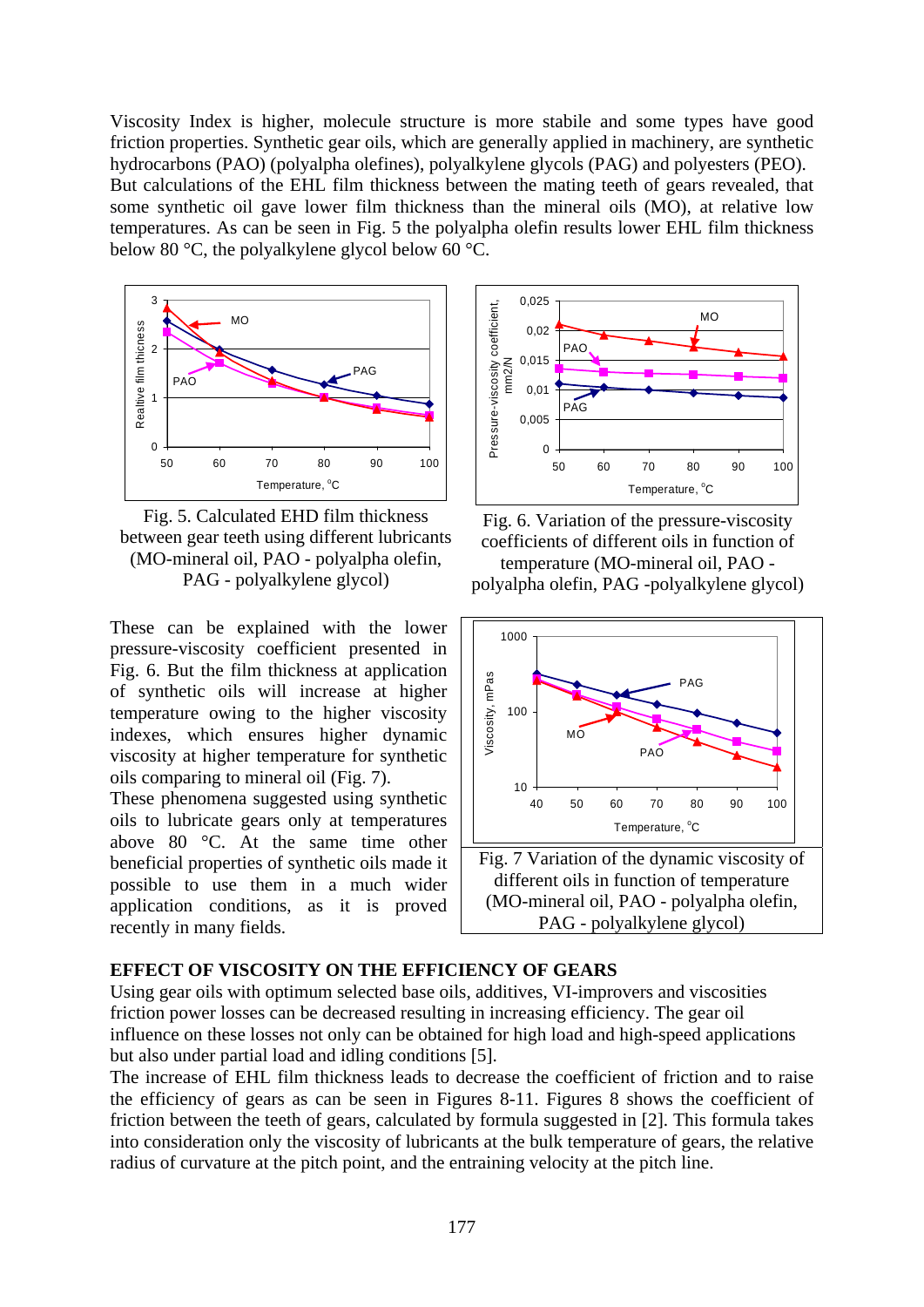Viscosity Index is higher, molecule structure is more stabile and some types have good friction properties. Synthetic gear oils, which are generally applied in machinery, are synthetic hydrocarbons (PAO) (polyalpha olefines), polyalkylene glycols (PAG) and polyesters (PEO). But calculations of the EHL film thickness between the mating teeth of gears revealed, that some synthetic oil gave lower film thickness than the mineral oils (MO), at relative low temperatures. As can be seen in Fig. 5 the polyalpha olefin results lower EHL film thickness below 80 °C, the polyalkylene glycol below 60 °C.

Fig. 5. Calculated EHD film thickness between gear teeth using different lubricants (MO-mineral oil, PAO - polyalpha olefin, PAG - polyalkylene glycol)

Fig. 6. Variation of the pressure-viscosity coefficients of different oils in function of temperature (MO-mineral oil, PAO - polyalpha olefin, PAG -polyalkylene glycol)

These can be explained with the lower pressure-viscosity coefficient presented in Fig. 6. But the film thickness at application of synthetic oils will increase at higher temperature owing to the higher viscosity indexes, which ensures higher dynamic viscosity at higher temperature for synthetic oils comparing to mineral oil (Fig. 7).

These phenomena suggested using synthetic oils to lubricate gears only at temperatures above 80 °C. At the same time other beneficial properties of synthetic oils made it possible to use them in a much wider application conditions, as it is proved recently in many fields.

Fig. 7 Variation of the dynamic viscosity of different oils in function of temperature (MO-mineral oil, PAO - polyalpha olefin, PAG - polyalkylene glycol)

## EFFECT OF VISCOSITY ON THE EFFICIENCY OF GEARS

Using gear oils with optimum selected base oils, additives, VI-improvers and viscosities friction power losses can be decreased resulting in increasing efficiency. The gear oil influence on these losses not only can be obtained for high load and high-speed applications but also under partial load and idling conditions [5].

The increase of EHL film thickness leads to decrease the coefficient of friction and to raise the efficiency of gears as can be seen in Figures 8-11. Figures 8 shows the coefficient of friction between the teeth of gears, calculated by formula suggested in [2]. This formula takes into consideration only the viscosity of lubricants at the bulk temperature of gears, the relative radius of curvature at the pitch point, and the entraining velocity at the pitch line.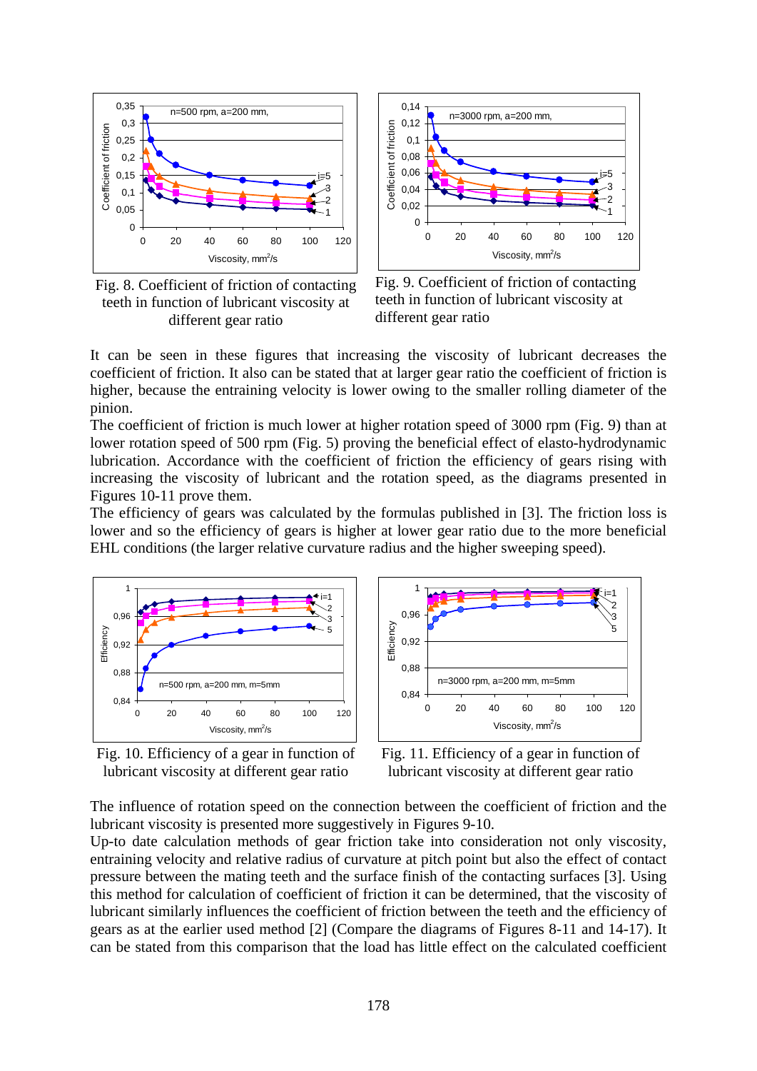Fig. 8. Coefficient of friction of contacting teeth in function of lubricant viscosity at different gear ratio

Fig. 9. Coefficient of friction of contacting teeth in function of lubricant viscosity at different gear ratio

It can be seen in these figures that increasing the viscosity of lubricant decreases the coefficient of friction. It also can be stated that at larger gear ratio the coefficient of friction is higher, because the entraining velocity is lower owing to the smaller rolling diameter of the pinion.

The coefficient of friction is much lower at higher rotation speed of 3000 rpm (Fig. 9) than at lower rotation speed of 500 rpm (Fig. 5) proving the beneficial effect of elasto-hydrodynamic lubrication. Accordance with the coefficient of friction the efficiency of gears rising with increasing the viscosity of lubricant and the rotation speed, as the diagrams presented in Figures 10-11 prove them.

The efficiency of gears was calculated by the formulas published in [3]. The friction loss is lower and so the efficiency of gears is higher at lower gear ratio due to the more beneficial EHL conditions (the larger relative curvature radius and the higher sweeping speed).

Fig. 10. Efficiency of a gear in function of lubricant viscosity at different gear ratio

Fig. 11. Efficiency of a gear in function of lubricant viscosity at different gear ratio

The influence of rotation speed on the connection between the coefficient of friction and the lubricant viscosity is presented more suggestively in Figures 9-10.

Up-to date calculation methods of gear friction take into consideration not only viscosity, entraining velocity and relative radius of curvature at pitch point but also the effect of contact pressure between the mating teeth and the surface finish of the contacting surfaces [3]. Using this method for calculation of coefficient of friction it can be determined, that the viscosity of lubricant similarly influences the coefficient of friction between the teeth and the efficiency of gears as at the earlier used method [2] (Compare the diagrams of Figures 8-11 and 14-17). It can be stated from this comparison that the load has little effect on the calculated coefficient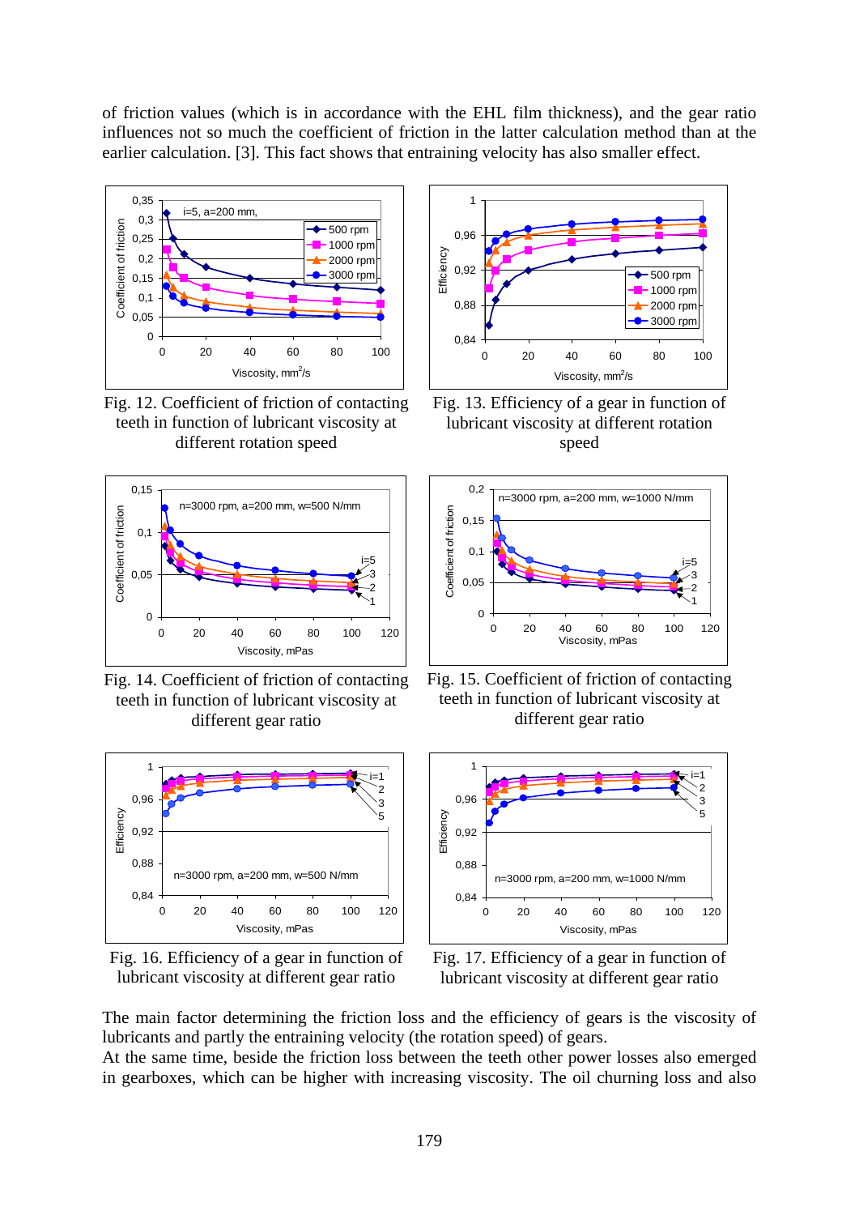of friction values (which is in accordance with the EHL film thickness), and the gear ratio influences not so much the coefficient of friction in the latter calculation method than at the earlier calculation. [3]. This fact shows that entraining velocity has also smaller effect.

Fig. 12. Coefficient of friction of contacting teeth in function of lubricant viscosity at different rotation speed

Fig. 13. Efficiency of a gear in function of lubricant viscosity at different rotation speed

Fig. 14. Coefficient of friction of contacting teeth in function of lubricant viscosity at different gear ratio

Fig. 15. Coefficient of friction of contacting teeth in function of lubricant viscosity at different gear ratio

Fig. 16. Efficiency of a gear in function of lubricant viscosity at different gear ratio

Fig. 17. Efficiency of a gear in function of lubricant viscosity at different gear ratio

The main factor determining the friction loss and the efficiency of gears is the viscosity of lubricants and partly the entraining velocity (the rotation speed) of gears.

At the same time, beside the friction loss between the teeth other power losses also emerged in gearboxes, which can be higher with increasing viscosity. The oil churning loss and also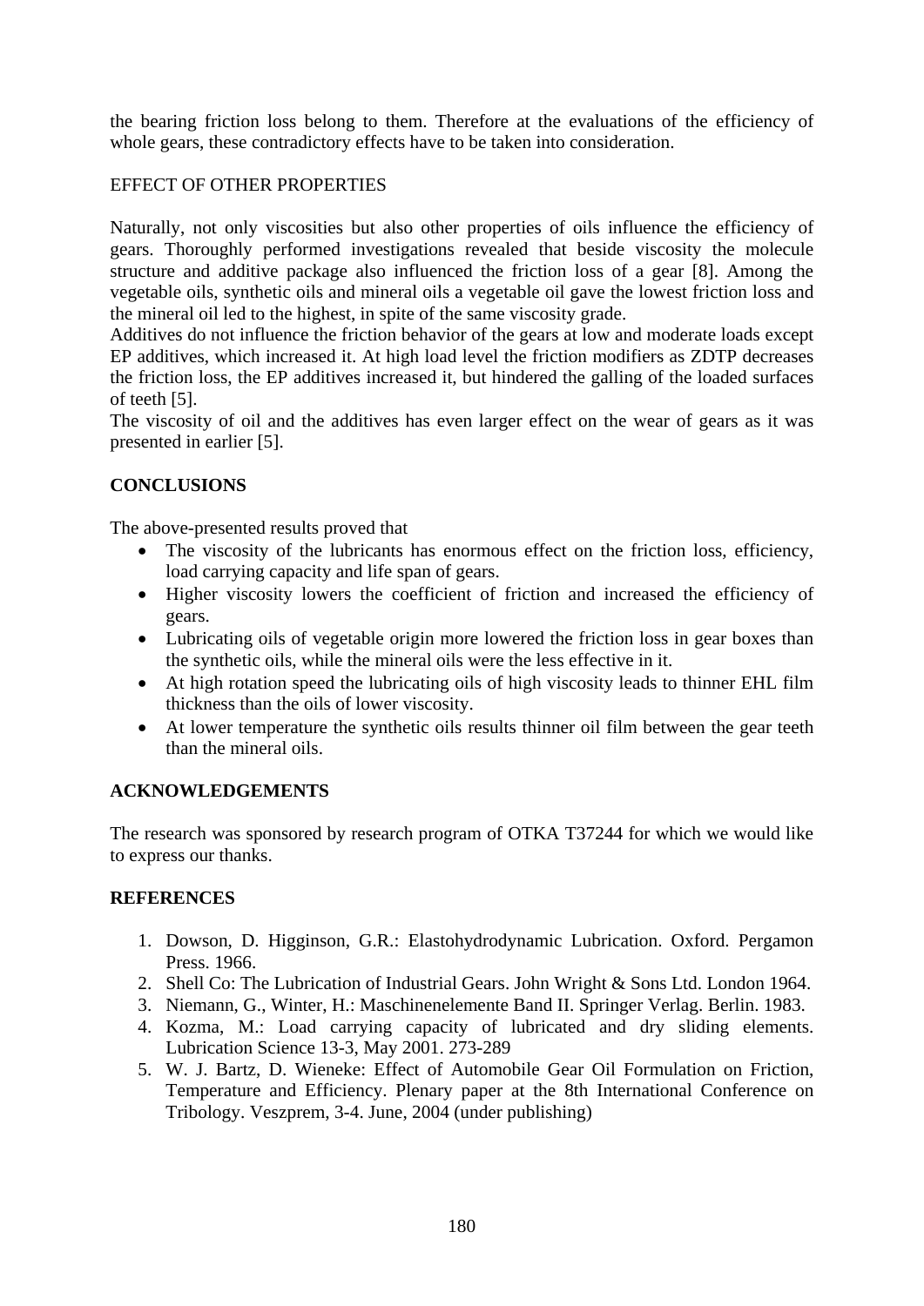the bearing friction loss belong to them. Therefore at the evaluations of the efficiency of whole gears, these contradictory effects have to be taken into consideration.

## EFFECT OF OTHER PROPERTIES

Naturally, not only viscosities but also other properties of oils influence the efficiency of gears. Thoroughly performed investigations revealed that beside viscosity the molecule structure and additive package also influenced the friction loss of a gear [8]. Among the vegetable oils, synthetic oils and mineral oils a vegetable oil gave the lowest friction loss and the mineral oil led to the highest, in spite of the same viscosity grade.

Additives do not influence the friction behavior of the gears at low and moderate loads except EP additives, which increased it. At high load level the friction modifiers as ZDTP decreases the friction loss, the EP additives increased it, but hindered the galling of the loaded surfaces of teeth [5].

The viscosity of oil and the additives has even larger effect on the wear of gears as it was presented in earlier [5].

## CONCLUSIONS

The above-presented results proved that

- The viscosity of the lubricants has enormous effect on the friction loss, efficiency, load carrying capacity and life span of gears.
- Higher viscosity lowers the coefficient of friction and increased the efficiency of gears.
- Lubricating oils of vegetable origin more lowered the friction loss in gear boxes than the synthetic oils, while the mineral oils were the less effective in it.
- At high rotation speed the lubricating oils of high viscosity leads to thinner EHL film thickness than the oils of lower viscosity.
- At lower temperature the synthetic oils results thinner oil film between the gear teeth than the mineral oils.

## ACKNOWLEDGEMENTS

The research was sponsored by research program of OTKA T37244 for which we would like to express our thanks.

## REFERENCES

1. Dowson, D. Higginson, G.R.: Elastohydrodynamic Lubrication. Oxford. Pergamon Press. 1966.
2. Shell Co: The Lubrication of Industrial Gears. John Wright & Sons Ltd. London 1964.
3. Niemann, G., Winter, H.: Maschinenelemente Band II. Springer Verlag. Berlin. 1983.
4. Kozma, M.: Load carrying capacity of lubricated and dry sliding elements. Lubrication Science 13-3, May 2001. 273-289
5. W. J. Bartz, D. Wieneke: Effect of Automobile Gear Oil Formulation on Friction, Temperature and Efficiency. Plenary paper at the 8th International Conference on Tribology. Veszprem, 3-4. June, 2004 (under publishing)